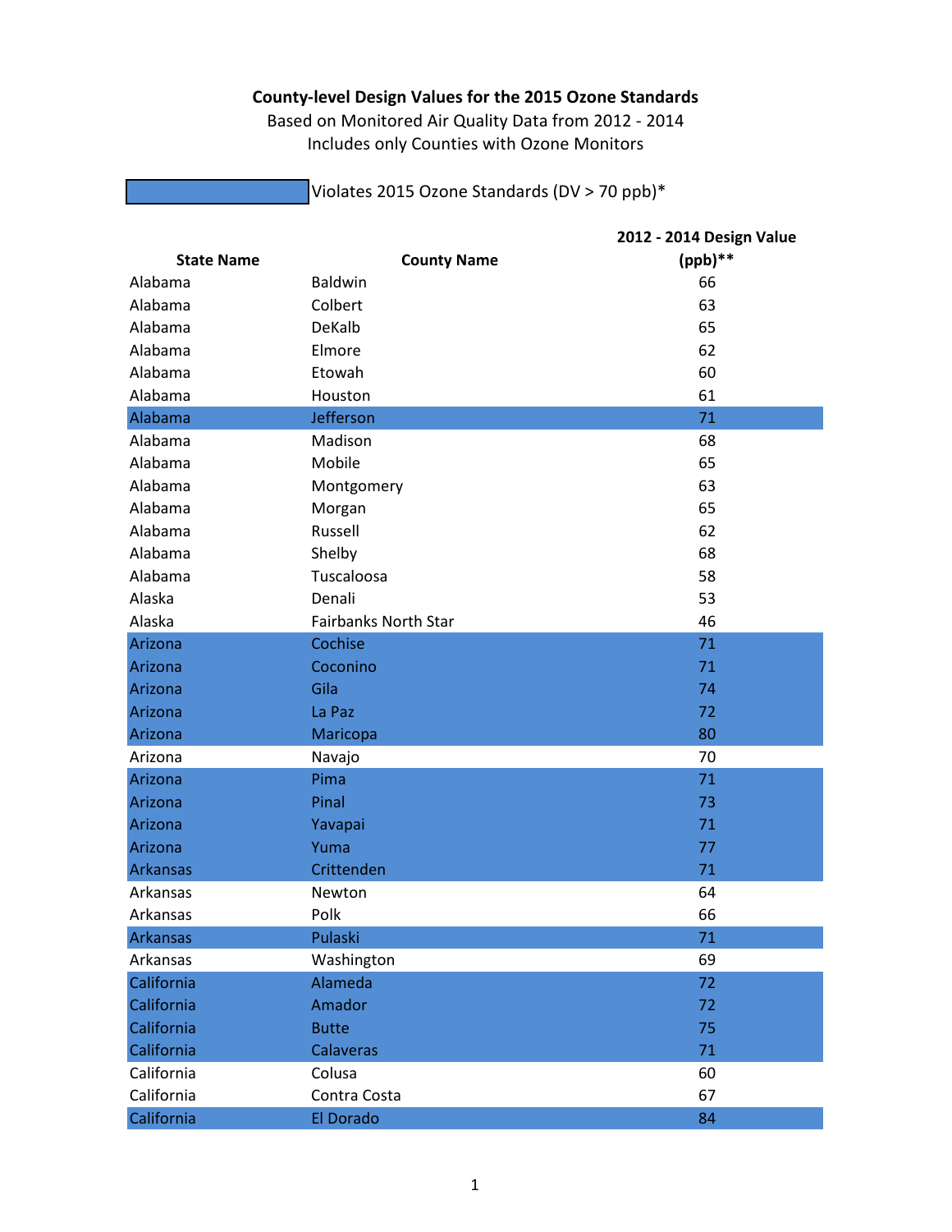**County-level Design Values for the 2015 Ozone Standards**

Based on Monitored Air Quality Data from 2012 - 2014

Includes only Counties with Ozone Monitors

[Blue shading] Violates 2015 Ozone Standards (DV > 70 ppb)*

| State Name | County Name | 2012 - 2014 Design Value (ppb)** |
|---|---|---|
| Alabama | Baldwin | 66 |
| Alabama | Colbert | 63 |
| Alabama | DeKalb | 65 |
| Alabama | Elmore | 62 |
| Alabama | Etowah | 60 |
| Alabama | Houston | 61 |
| Alabama | Jefferson | 71 |
| Alabama | Madison | 68 |
| Alabama | Mobile | 65 |
| Alabama | Montgomery | 63 |
| Alabama | Morgan | 65 |
| Alabama | Russell | 62 |
| Alabama | Shelby | 68 |
| Alabama | Tuscaloosa | 58 |
| Alaska | Denali | 53 |
| Alaska | Fairbanks North Star | 46 |
| Arizona | Cochise | 71 |
| Arizona | Coconino | 71 |
| Arizona | Gila | 74 |
| Arizona | La Paz | 72 |
| Arizona | Maricopa | 80 |
| Arizona | Navajo | 70 |
| Arizona | Pima | 71 |
| Arizona | Pinal | 73 |
| Arizona | Yavapai | 71 |
| Arizona | Yuma | 77 |
| Arkansas | Crittenden | 71 |
| Arkansas | Newton | 64 |
| Arkansas | Polk | 66 |
| Arkansas | Pulaski | 71 |
| Arkansas | Washington | 69 |
| California | Alameda | 72 |
| California | Amador | 72 |
| California | Butte | 75 |
| California | Calaveras | 71 |
| California | Colusa | 60 |
| California | Contra Costa | 67 |
| California | El Dorado | 84 |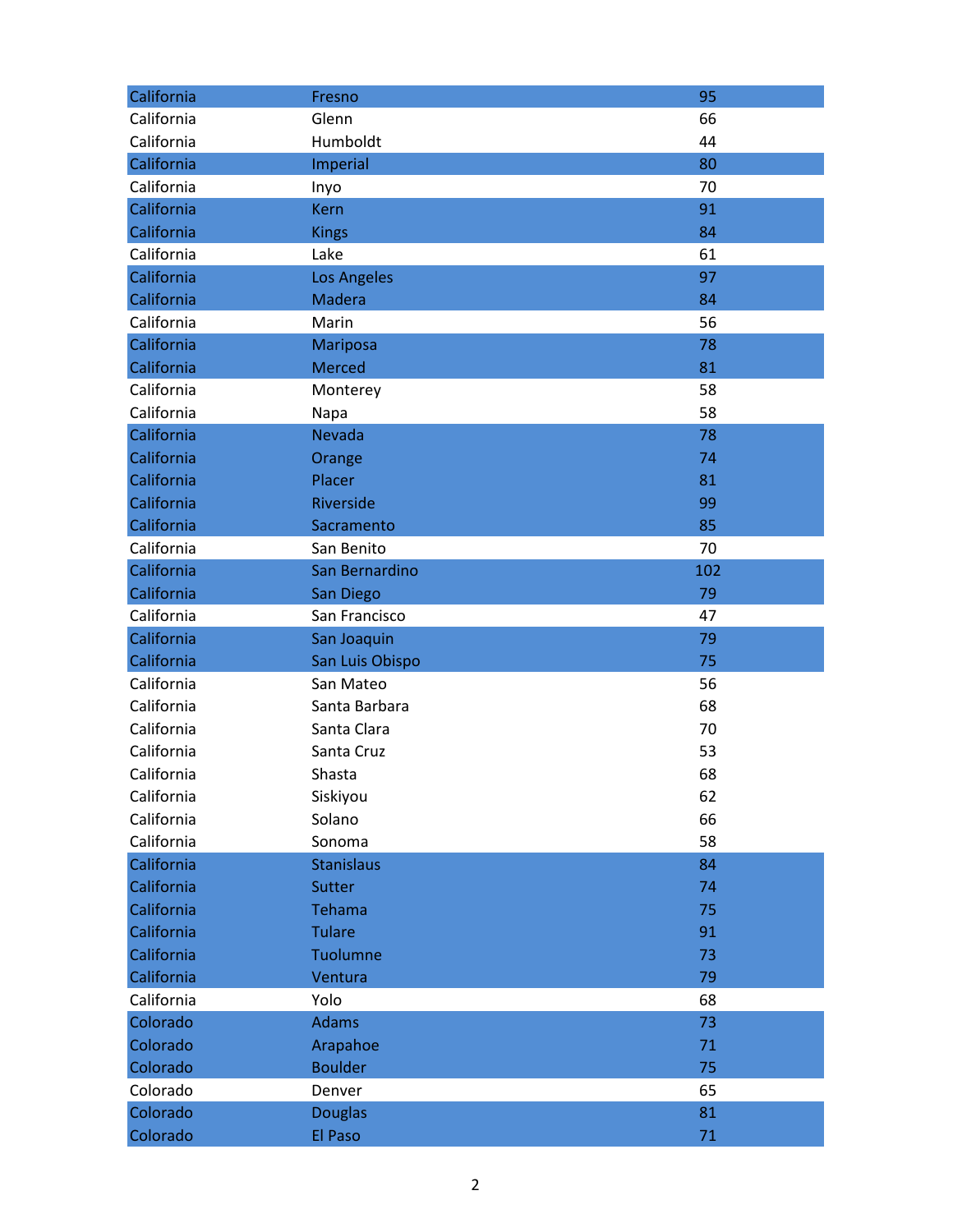| | | |
|---|---|---|
| California | Fresno | 95 |
| California | Glenn | 66 |
| California | Humboldt | 44 |
| California | Imperial | 80 |
| California | Inyo | 70 |
| California | Kern | 91 |
| California | Kings | 84 |
| California | Lake | 61 |
| California | Los Angeles | 97 |
| California | Madera | 84 |
| California | Marin | 56 |
| California | Mariposa | 78 |
| California | Merced | 81 |
| California | Monterey | 58 |
| California | Napa | 58 |
| California | Nevada | 78 |
| California | Orange | 74 |
| California | Placer | 81 |
| California | Riverside | 99 |
| California | Sacramento | 85 |
| California | San Benito | 70 |
| California | San Bernardino | 102 |
| California | San Diego | 79 |
| California | San Francisco | 47 |
| California | San Joaquin | 79 |
| California | San Luis Obispo | 75 |
| California | San Mateo | 56 |
| California | Santa Barbara | 68 |
| California | Santa Clara | 70 |
| California | Santa Cruz | 53 |
| California | Shasta | 68 |
| California | Siskiyou | 62 |
| California | Solano | 66 |
| California | Sonoma | 58 |
| California | Stanislaus | 84 |
| California | Sutter | 74 |
| California | Tehama | 75 |
| California | Tulare | 91 |
| California | Tuolumne | 73 |
| California | Ventura | 79 |
| California | Yolo | 68 |
| Colorado | Adams | 73 |
| Colorado | Arapahoe | 71 |
| Colorado | Boulder | 75 |
| Colorado | Denver | 65 |
| Colorado | Douglas | 81 |
| Colorado | El Paso | 71 |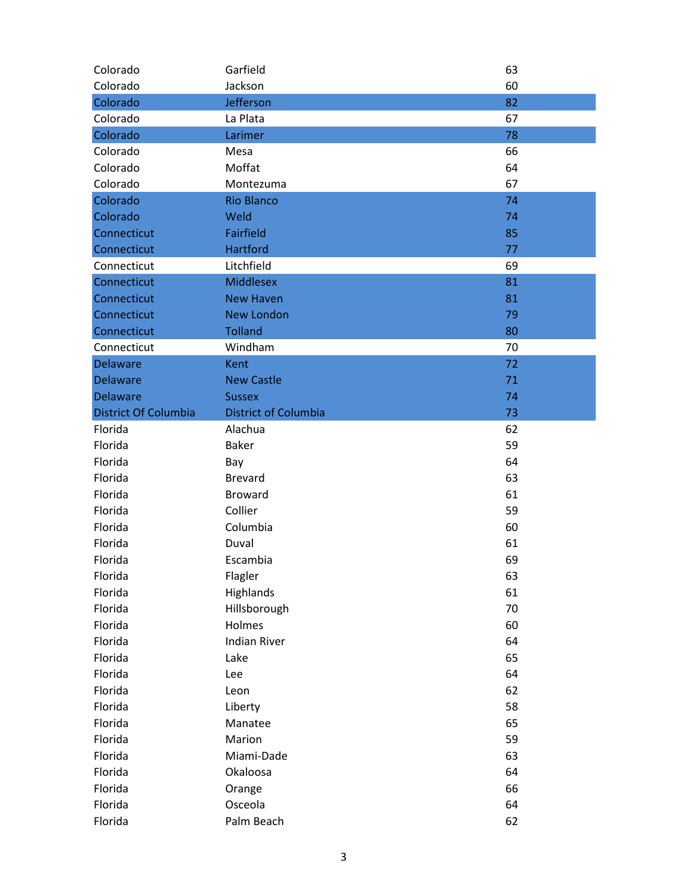| | | |
|---|---|---|
| Colorado | Garfield | 63 |
| Colorado | Jackson | 60 |
| Colorado | Jefferson | 82 |
| Colorado | La Plata | 67 |
| Colorado | Larimer | 78 |
| Colorado | Mesa | 66 |
| Colorado | Moffat | 64 |
| Colorado | Montezuma | 67 |
| Colorado | Rio Blanco | 74 |
| Colorado | Weld | 74 |
| Connecticut | Fairfield | 85 |
| Connecticut | Hartford | 77 |
| Connecticut | Litchfield | 69 |
| Connecticut | Middlesex | 81 |
| Connecticut | New Haven | 81 |
| Connecticut | New London | 79 |
| Connecticut | Tolland | 80 |
| Connecticut | Windham | 70 |
| Delaware | Kent | 72 |
| Delaware | New Castle | 71 |
| Delaware | Sussex | 74 |
| District Of Columbia | District of Columbia | 73 |
| Florida | Alachua | 62 |
| Florida | Baker | 59 |
| Florida | Bay | 64 |
| Florida | Brevard | 63 |
| Florida | Broward | 61 |
| Florida | Collier | 59 |
| Florida | Columbia | 60 |
| Florida | Duval | 61 |
| Florida | Escambia | 69 |
| Florida | Flagler | 63 |
| Florida | Highlands | 61 |
| Florida | Hillsborough | 70 |
| Florida | Holmes | 60 |
| Florida | Indian River | 64 |
| Florida | Lake | 65 |
| Florida | Lee | 64 |
| Florida | Leon | 62 |
| Florida | Liberty | 58 |
| Florida | Manatee | 65 |
| Florida | Marion | 59 |
| Florida | Miami-Dade | 63 |
| Florida | Okaloosa | 64 |
| Florida | Orange | 66 |
| Florida | Osceola | 64 |
| Florida | Palm Beach | 62 |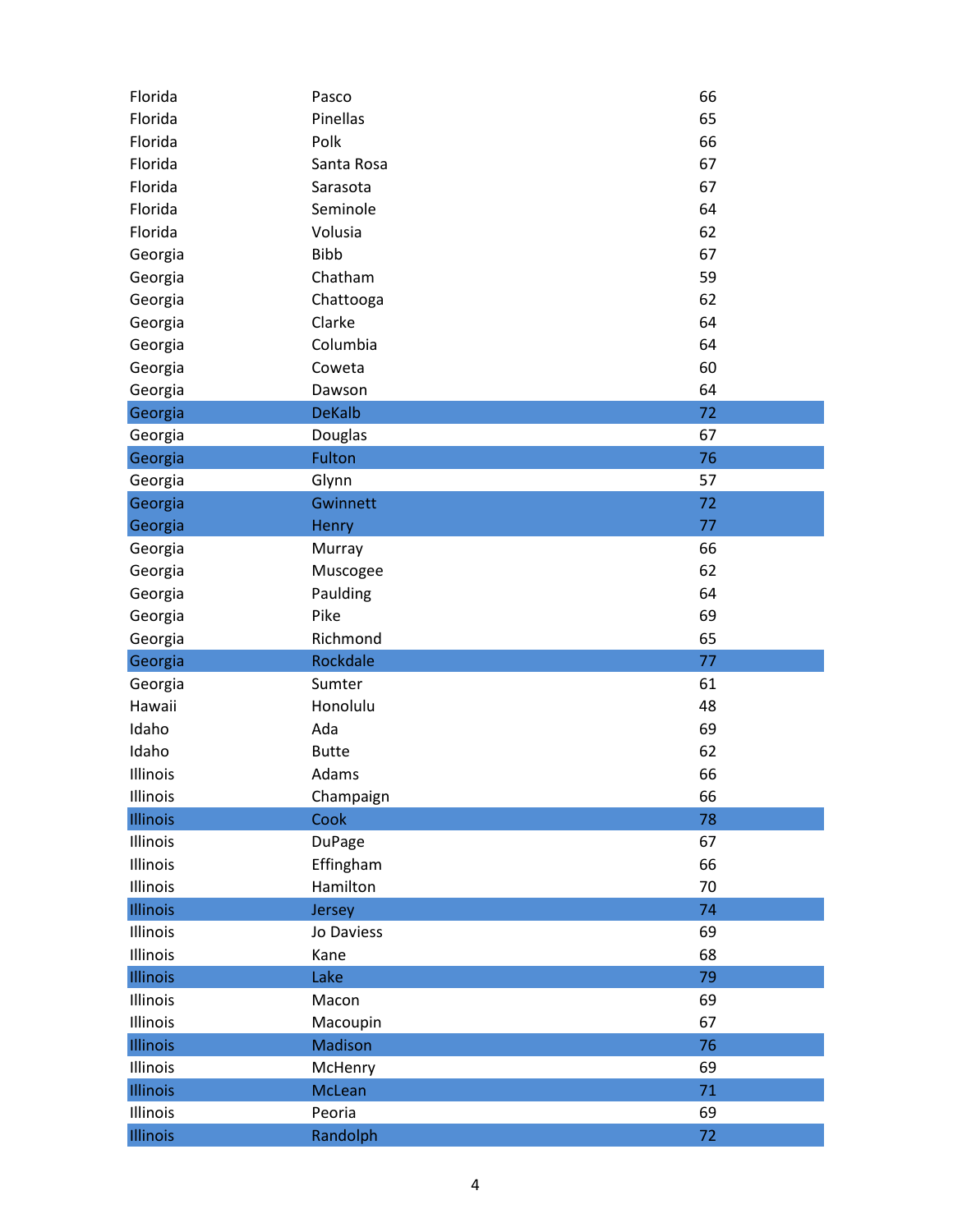| | | |
|---|---|---|
| Florida | Pasco | 66 |
| Florida | Pinellas | 65 |
| Florida | Polk | 66 |
| Florida | Santa Rosa | 67 |
| Florida | Sarasota | 67 |
| Florida | Seminole | 64 |
| Florida | Volusia | 62 |
| Georgia | Bibb | 67 |
| Georgia | Chatham | 59 |
| Georgia | Chattooga | 62 |
| Georgia | Clarke | 64 |
| Georgia | Columbia | 64 |
| Georgia | Coweta | 60 |
| Georgia | Dawson | 64 |
| Georgia | DeKalb | 72 |
| Georgia | Douglas | 67 |
| Georgia | Fulton | 76 |
| Georgia | Glynn | 57 |
| Georgia | Gwinnett | 72 |
| Georgia | Henry | 77 |
| Georgia | Murray | 66 |
| Georgia | Muscogee | 62 |
| Georgia | Paulding | 64 |
| Georgia | Pike | 69 |
| Georgia | Richmond | 65 |
| Georgia | Rockdale | 77 |
| Georgia | Sumter | 61 |
| Hawaii | Honolulu | 48 |
| Idaho | Ada | 69 |
| Idaho | Butte | 62 |
| Illinois | Adams | 66 |
| Illinois | Champaign | 66 |
| Illinois | Cook | 78 |
| Illinois | DuPage | 67 |
| Illinois | Effingham | 66 |
| Illinois | Hamilton | 70 |
| Illinois | Jersey | 74 |
| Illinois | Jo Daviess | 69 |
| Illinois | Kane | 68 |
| Illinois | Lake | 79 |
| Illinois | Macon | 69 |
| Illinois | Macoupin | 67 |
| Illinois | Madison | 76 |
| Illinois | McHenry | 69 |
| Illinois | McLean | 71 |
| Illinois | Peoria | 69 |
| Illinois | Randolph | 72 |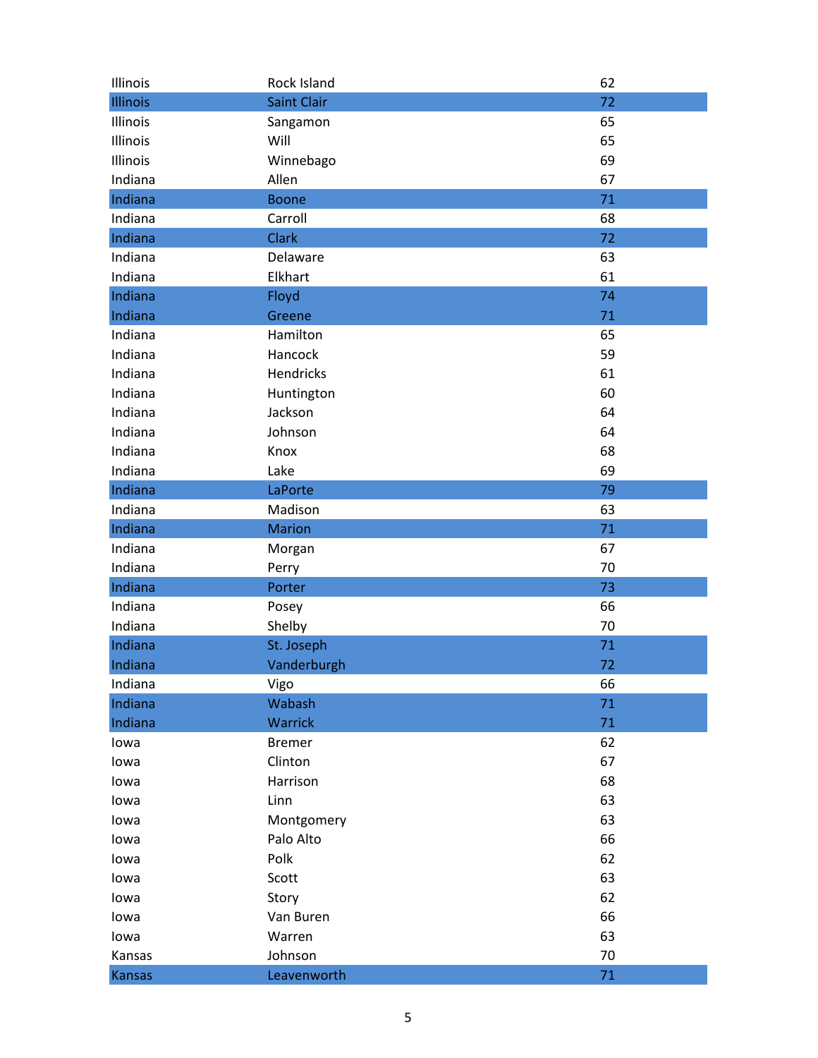| | | |
|---|---|---|
| Illinois | Rock Island | 62 |
| Illinois | Saint Clair | 72 |
| Illinois | Sangamon | 65 |
| Illinois | Will | 65 |
| Illinois | Winnebago | 69 |
| Indiana | Allen | 67 |
| Indiana | Boone | 71 |
| Indiana | Carroll | 68 |
| Indiana | Clark | 72 |
| Indiana | Delaware | 63 |
| Indiana | Elkhart | 61 |
| Indiana | Floyd | 74 |
| Indiana | Greene | 71 |
| Indiana | Hamilton | 65 |
| Indiana | Hancock | 59 |
| Indiana | Hendricks | 61 |
| Indiana | Huntington | 60 |
| Indiana | Jackson | 64 |
| Indiana | Johnson | 64 |
| Indiana | Knox | 68 |
| Indiana | Lake | 69 |
| Indiana | LaPorte | 79 |
| Indiana | Madison | 63 |
| Indiana | Marion | 71 |
| Indiana | Morgan | 67 |
| Indiana | Perry | 70 |
| Indiana | Porter | 73 |
| Indiana | Posey | 66 |
| Indiana | Shelby | 70 |
| Indiana | St. Joseph | 71 |
| Indiana | Vanderburgh | 72 |
| Indiana | Vigo | 66 |
| Indiana | Wabash | 71 |
| Indiana | Warrick | 71 |
| Iowa | Bremer | 62 |
| Iowa | Clinton | 67 |
| Iowa | Harrison | 68 |
| Iowa | Linn | 63 |
| Iowa | Montgomery | 63 |
| Iowa | Palo Alto | 66 |
| Iowa | Polk | 62 |
| Iowa | Scott | 63 |
| Iowa | Story | 62 |
| Iowa | Van Buren | 66 |
| Iowa | Warren | 63 |
| Kansas | Johnson | 70 |
| Kansas | Leavenworth | 71 |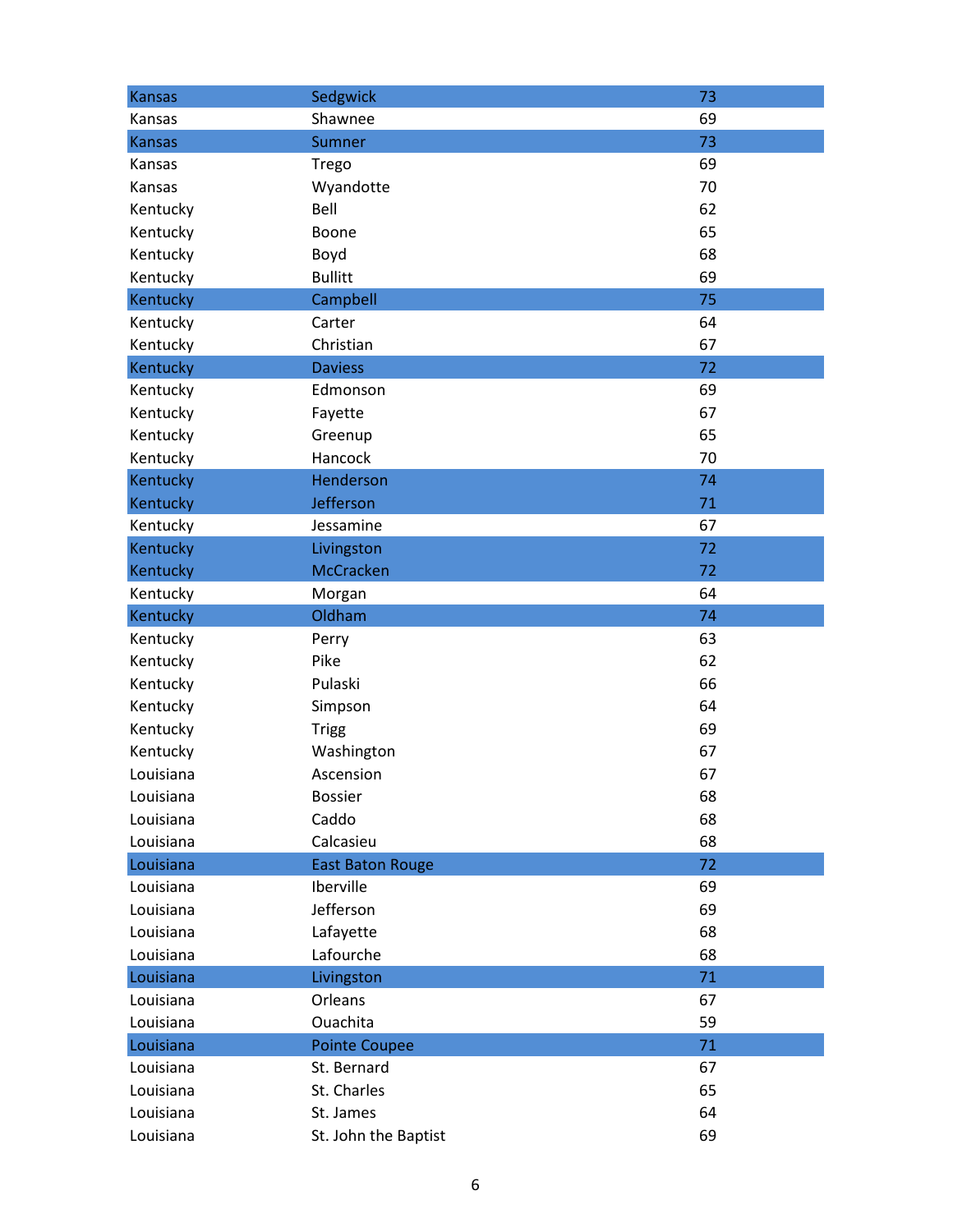| Kansas | Sedgwick | 73 |
|---|---|---|
| Kansas | Shawnee | 69 |
| Kansas | Sumner | 73 |
| Kansas | Trego | 69 |
| Kansas | Wyandotte | 70 |
| Kentucky | Bell | 62 |
| Kentucky | Boone | 65 |
| Kentucky | Boyd | 68 |
| Kentucky | Bullitt | 69 |
| Kentucky | Campbell | 75 |
| Kentucky | Carter | 64 |
| Kentucky | Christian | 67 |
| Kentucky | Daviess | 72 |
| Kentucky | Edmonson | 69 |
| Kentucky | Fayette | 67 |
| Kentucky | Greenup | 65 |
| Kentucky | Hancock | 70 |
| Kentucky | Henderson | 74 |
| Kentucky | Jefferson | 71 |
| Kentucky | Jessamine | 67 |
| Kentucky | Livingston | 72 |
| Kentucky | McCracken | 72 |
| Kentucky | Morgan | 64 |
| Kentucky | Oldham | 74 |
| Kentucky | Perry | 63 |
| Kentucky | Pike | 62 |
| Kentucky | Pulaski | 66 |
| Kentucky | Simpson | 64 |
| Kentucky | Trigg | 69 |
| Kentucky | Washington | 67 |
| Louisiana | Ascension | 67 |
| Louisiana | Bossier | 68 |
| Louisiana | Caddo | 68 |
| Louisiana | Calcasieu | 68 |
| Louisiana | East Baton Rouge | 72 |
| Louisiana | Iberville | 69 |
| Louisiana | Jefferson | 69 |
| Louisiana | Lafayette | 68 |
| Louisiana | Lafourche | 68 |
| Louisiana | Livingston | 71 |
| Louisiana | Orleans | 67 |
| Louisiana | Ouachita | 59 |
| Louisiana | Pointe Coupee | 71 |
| Louisiana | St. Bernard | 67 |
| Louisiana | St. Charles | 65 |
| Louisiana | St. James | 64 |
| Louisiana | St. John the Baptist | 69 |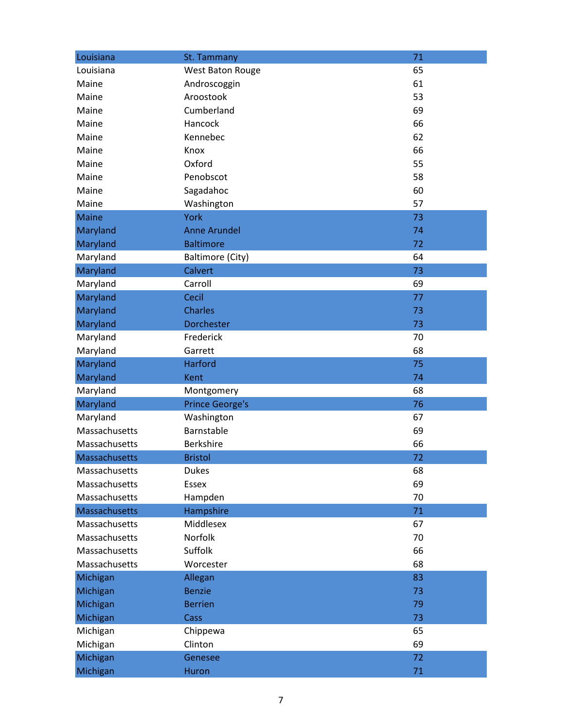| Louisiana | St. Tammany | 71 |
|---|---|---|
| Louisiana | West Baton Rouge | 65 |
| Maine | Androscoggin | 61 |
| Maine | Aroostook | 53 |
| Maine | Cumberland | 69 |
| Maine | Hancock | 66 |
| Maine | Kennebec | 62 |
| Maine | Knox | 66 |
| Maine | Oxford | 55 |
| Maine | Penobscot | 58 |
| Maine | Sagadahoc | 60 |
| Maine | Washington | 57 |
| Maine | York | 73 |
| Maryland | Anne Arundel | 74 |
| Maryland | Baltimore | 72 |
| Maryland | Baltimore (City) | 64 |
| Maryland | Calvert | 73 |
| Maryland | Carroll | 69 |
| Maryland | Cecil | 77 |
| Maryland | Charles | 73 |
| Maryland | Dorchester | 73 |
| Maryland | Frederick | 70 |
| Maryland | Garrett | 68 |
| Maryland | Harford | 75 |
| Maryland | Kent | 74 |
| Maryland | Montgomery | 68 |
| Maryland | Prince George's | 76 |
| Maryland | Washington | 67 |
| Massachusetts | Barnstable | 69 |
| Massachusetts | Berkshire | 66 |
| Massachusetts | Bristol | 72 |
| Massachusetts | Dukes | 68 |
| Massachusetts | Essex | 69 |
| Massachusetts | Hampden | 70 |
| Massachusetts | Hampshire | 71 |
| Massachusetts | Middlesex | 67 |
| Massachusetts | Norfolk | 70 |
| Massachusetts | Suffolk | 66 |
| Massachusetts | Worcester | 68 |
| Michigan | Allegan | 83 |
| Michigan | Benzie | 73 |
| Michigan | Berrien | 79 |
| Michigan | Cass | 73 |
| Michigan | Chippewa | 65 |
| Michigan | Clinton | 69 |
| Michigan | Genesee | 72 |
| Michigan | Huron | 71 |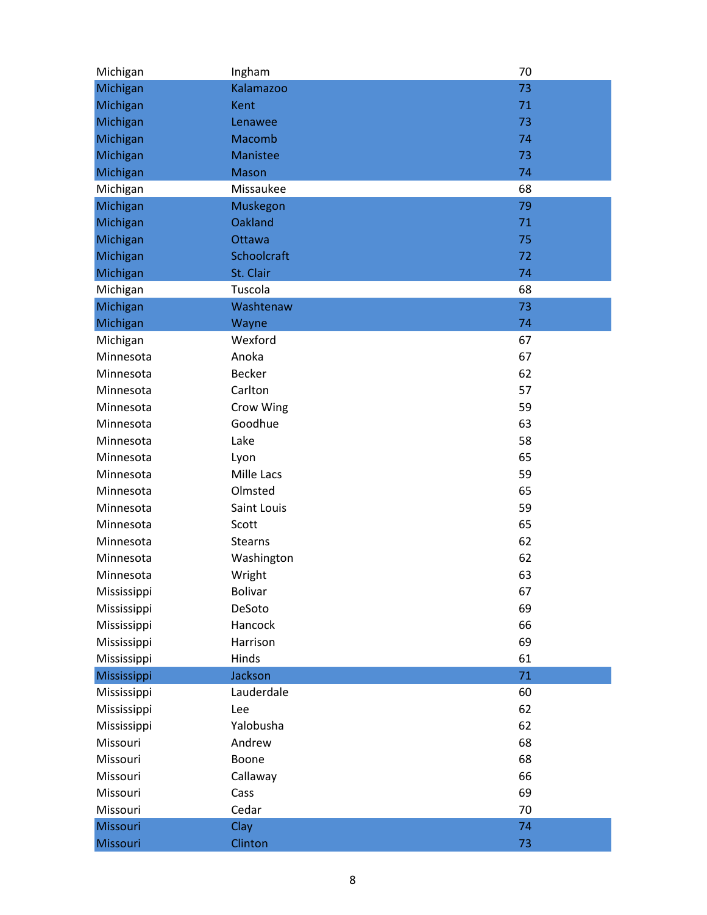| | | |
|---|---|---|
| Michigan | Ingham | 70 |
| Michigan | Kalamazoo | 73 |
| Michigan | Kent | 71 |
| Michigan | Lenawee | 73 |
| Michigan | Macomb | 74 |
| Michigan | Manistee | 73 |
| Michigan | Mason | 74 |
| Michigan | Missaukee | 68 |
| Michigan | Muskegon | 79 |
| Michigan | Oakland | 71 |
| Michigan | Ottawa | 75 |
| Michigan | Schoolcraft | 72 |
| Michigan | St. Clair | 74 |
| Michigan | Tuscola | 68 |
| Michigan | Washtenaw | 73 |
| Michigan | Wayne | 74 |
| Michigan | Wexford | 67 |
| Minnesota | Anoka | 67 |
| Minnesota | Becker | 62 |
| Minnesota | Carlton | 57 |
| Minnesota | Crow Wing | 59 |
| Minnesota | Goodhue | 63 |
| Minnesota | Lake | 58 |
| Minnesota | Lyon | 65 |
| Minnesota | Mille Lacs | 59 |
| Minnesota | Olmsted | 65 |
| Minnesota | Saint Louis | 59 |
| Minnesota | Scott | 65 |
| Minnesota | Stearns | 62 |
| Minnesota | Washington | 62 |
| Minnesota | Wright | 63 |
| Mississippi | Bolivar | 67 |
| Mississippi | DeSoto | 69 |
| Mississippi | Hancock | 66 |
| Mississippi | Harrison | 69 |
| Mississippi | Hinds | 61 |
| Mississippi | Jackson | 71 |
| Mississippi | Lauderdale | 60 |
| Mississippi | Lee | 62 |
| Mississippi | Yalobusha | 62 |
| Missouri | Andrew | 68 |
| Missouri | Boone | 68 |
| Missouri | Callaway | 66 |
| Missouri | Cass | 69 |
| Missouri | Cedar | 70 |
| Missouri | Clay | 74 |
| Missouri | Clinton | 73 |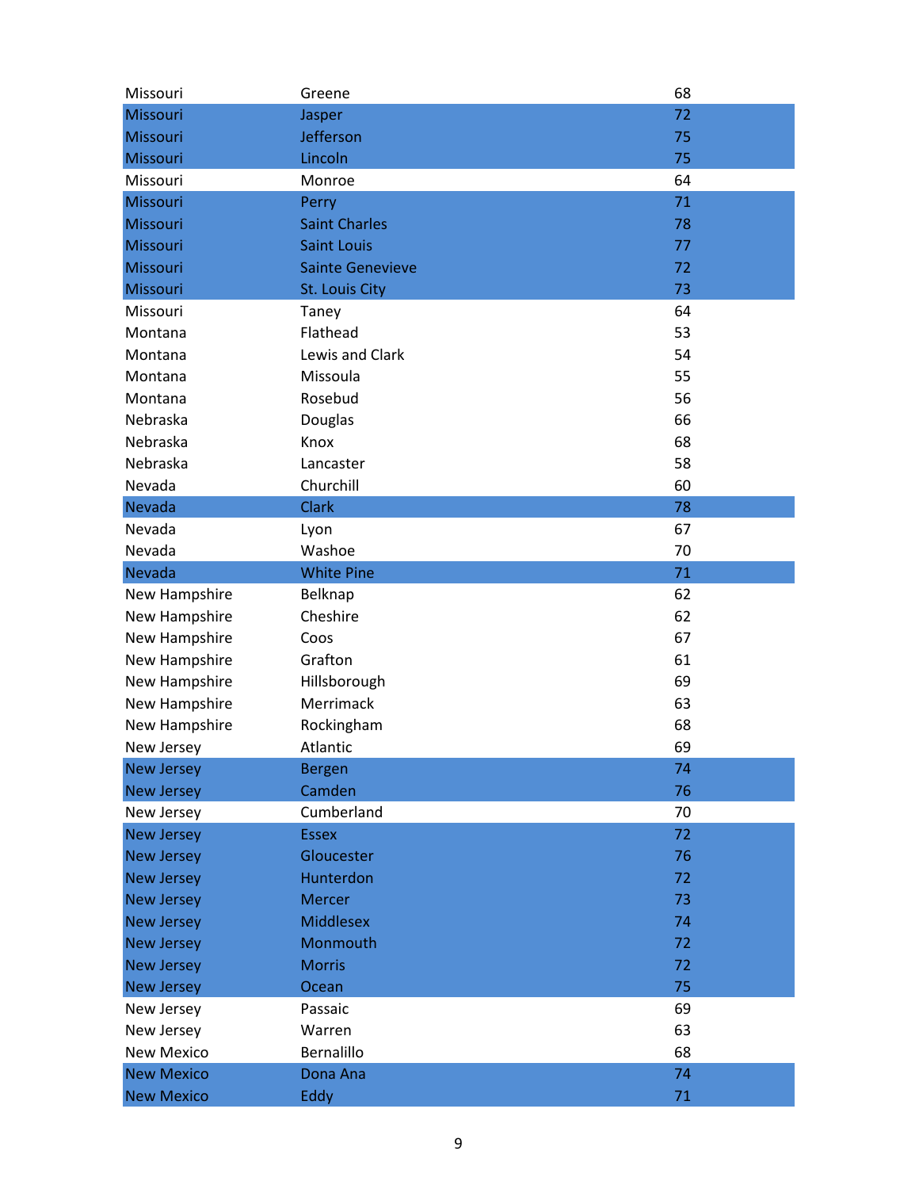| | | |
|---|---|---|
| Missouri | Greene | 68 |
| Missouri | Jasper | 72 |
| Missouri | Jefferson | 75 |
| Missouri | Lincoln | 75 |
| Missouri | Monroe | 64 |
| Missouri | Perry | 71 |
| Missouri | Saint Charles | 78 |
| Missouri | Saint Louis | 77 |
| Missouri | Sainte Genevieve | 72 |
| Missouri | St. Louis City | 73 |
| Missouri | Taney | 64 |
| Montana | Flathead | 53 |
| Montana | Lewis and Clark | 54 |
| Montana | Missoula | 55 |
| Montana | Rosebud | 56 |
| Nebraska | Douglas | 66 |
| Nebraska | Knox | 68 |
| Nebraska | Lancaster | 58 |
| Nevada | Churchill | 60 |
| Nevada | Clark | 78 |
| Nevada | Lyon | 67 |
| Nevada | Washoe | 70 |
| Nevada | White Pine | 71 |
| New Hampshire | Belknap | 62 |
| New Hampshire | Cheshire | 62 |
| New Hampshire | Coos | 67 |
| New Hampshire | Grafton | 61 |
| New Hampshire | Hillsborough | 69 |
| New Hampshire | Merrimack | 63 |
| New Hampshire | Rockingham | 68 |
| New Jersey | Atlantic | 69 |
| New Jersey | Bergen | 74 |
| New Jersey | Camden | 76 |
| New Jersey | Cumberland | 70 |
| New Jersey | Essex | 72 |
| New Jersey | Gloucester | 76 |
| New Jersey | Hunterdon | 72 |
| New Jersey | Mercer | 73 |
| New Jersey | Middlesex | 74 |
| New Jersey | Monmouth | 72 |
| New Jersey | Morris | 72 |
| New Jersey | Ocean | 75 |
| New Jersey | Passaic | 69 |
| New Jersey | Warren | 63 |
| New Mexico | Bernalillo | 68 |
| New Mexico | Dona Ana | 74 |
| New Mexico | Eddy | 71 |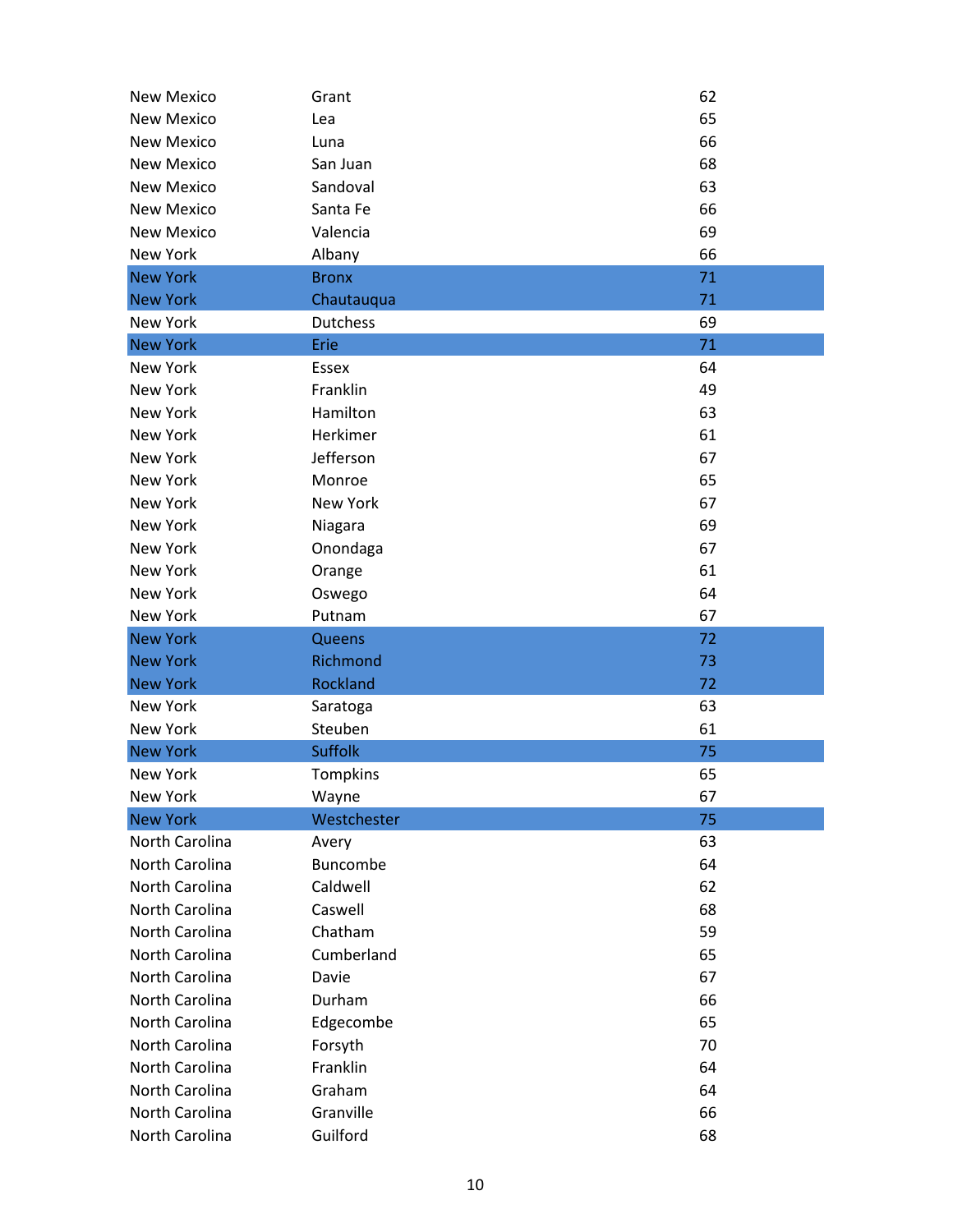| | | |
|---|---|---|
| New Mexico | Grant | 62 |
| New Mexico | Lea | 65 |
| New Mexico | Luna | 66 |
| New Mexico | San Juan | 68 |
| New Mexico | Sandoval | 63 |
| New Mexico | Santa Fe | 66 |
| New Mexico | Valencia | 69 |
| New York | Albany | 66 |
| New York | Bronx | 71 |
| New York | Chautauqua | 71 |
| New York | Dutchess | 69 |
| New York | Erie | 71 |
| New York | Essex | 64 |
| New York | Franklin | 49 |
| New York | Hamilton | 63 |
| New York | Herkimer | 61 |
| New York | Jefferson | 67 |
| New York | Monroe | 65 |
| New York | New York | 67 |
| New York | Niagara | 69 |
| New York | Onondaga | 67 |
| New York | Orange | 61 |
| New York | Oswego | 64 |
| New York | Putnam | 67 |
| New York | Queens | 72 |
| New York | Richmond | 73 |
| New York | Rockland | 72 |
| New York | Saratoga | 63 |
| New York | Steuben | 61 |
| New York | Suffolk | 75 |
| New York | Tompkins | 65 |
| New York | Wayne | 67 |
| New York | Westchester | 75 |
| North Carolina | Avery | 63 |
| North Carolina | Buncombe | 64 |
| North Carolina | Caldwell | 62 |
| North Carolina | Caswell | 68 |
| North Carolina | Chatham | 59 |
| North Carolina | Cumberland | 65 |
| North Carolina | Davie | 67 |
| North Carolina | Durham | 66 |
| North Carolina | Edgecombe | 65 |
| North Carolina | Forsyth | 70 |
| North Carolina | Franklin | 64 |
| North Carolina | Graham | 64 |
| North Carolina | Granville | 66 |
| North Carolina | Guilford | 68 |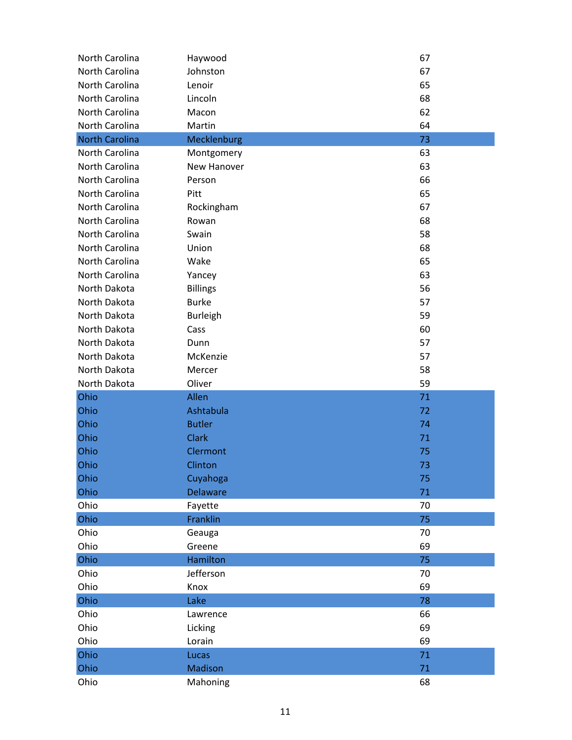| | | |
|---|---|---|
| North Carolina | Haywood | 67 |
| North Carolina | Johnston | 67 |
| North Carolina | Lenoir | 65 |
| North Carolina | Lincoln | 68 |
| North Carolina | Macon | 62 |
| North Carolina | Martin | 64 |
| North Carolina | Mecklenburg | 73 |
| North Carolina | Montgomery | 63 |
| North Carolina | New Hanover | 63 |
| North Carolina | Person | 66 |
| North Carolina | Pitt | 65 |
| North Carolina | Rockingham | 67 |
| North Carolina | Rowan | 68 |
| North Carolina | Swain | 58 |
| North Carolina | Union | 68 |
| North Carolina | Wake | 65 |
| North Carolina | Yancey | 63 |
| North Dakota | Billings | 56 |
| North Dakota | Burke | 57 |
| North Dakota | Burleigh | 59 |
| North Dakota | Cass | 60 |
| North Dakota | Dunn | 57 |
| North Dakota | McKenzie | 57 |
| North Dakota | Mercer | 58 |
| North Dakota | Oliver | 59 |
| Ohio | Allen | 71 |
| Ohio | Ashtabula | 72 |
| Ohio | Butler | 74 |
| Ohio | Clark | 71 |
| Ohio | Clermont | 75 |
| Ohio | Clinton | 73 |
| Ohio | Cuyahoga | 75 |
| Ohio | Delaware | 71 |
| Ohio | Fayette | 70 |
| Ohio | Franklin | 75 |
| Ohio | Geauga | 70 |
| Ohio | Greene | 69 |
| Ohio | Hamilton | 75 |
| Ohio | Jefferson | 70 |
| Ohio | Knox | 69 |
| Ohio | Lake | 78 |
| Ohio | Lawrence | 66 |
| Ohio | Licking | 69 |
| Ohio | Lorain | 69 |
| Ohio | Lucas | 71 |
| Ohio | Madison | 71 |
| Ohio | Mahoning | 68 |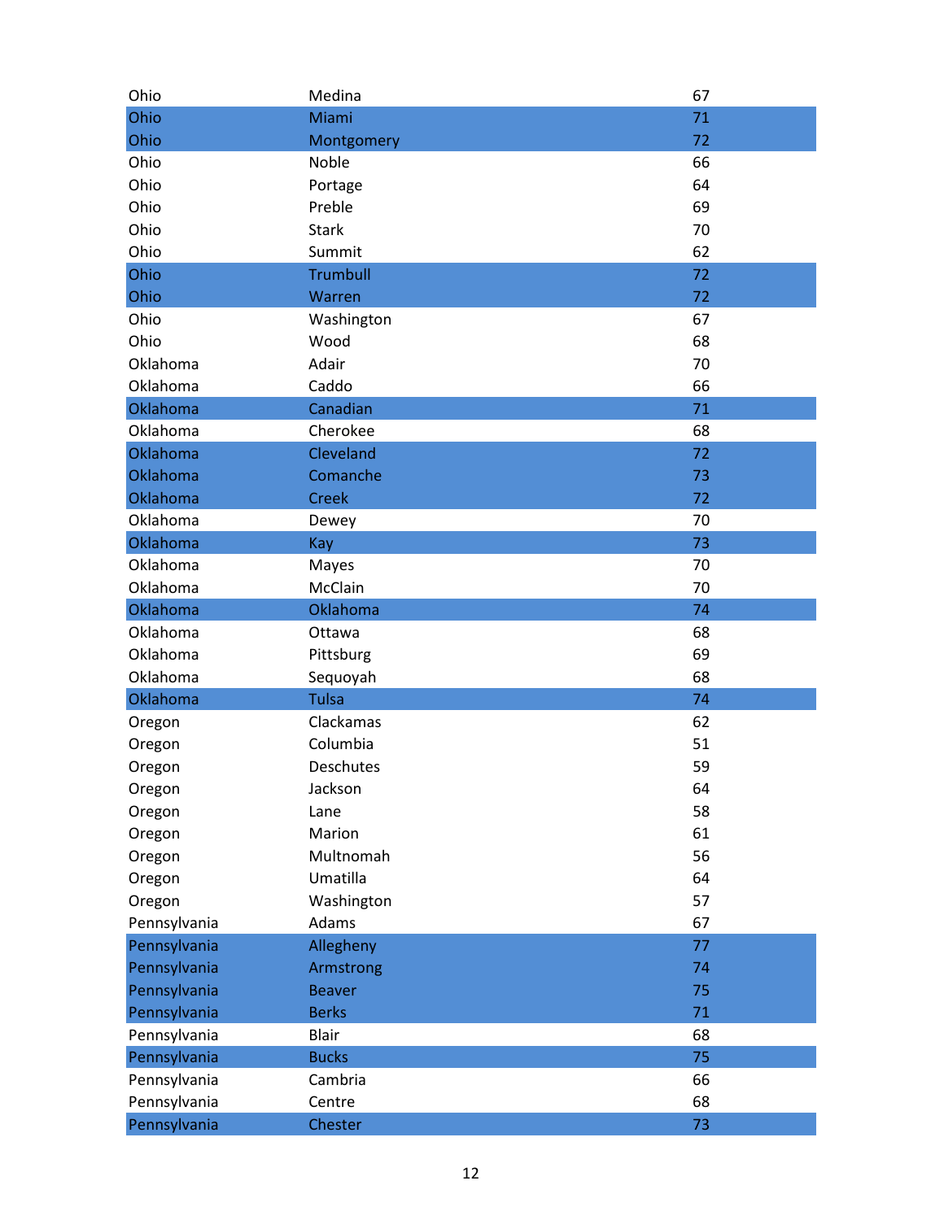| | | |
|---|---|---|
| Ohio | Medina | 67 |
| Ohio | Miami | 71 |
| Ohio | Montgomery | 72 |
| Ohio | Noble | 66 |
| Ohio | Portage | 64 |
| Ohio | Preble | 69 |
| Ohio | Stark | 70 |
| Ohio | Summit | 62 |
| Ohio | Trumbull | 72 |
| Ohio | Warren | 72 |
| Ohio | Washington | 67 |
| Ohio | Wood | 68 |
| Oklahoma | Adair | 70 |
| Oklahoma | Caddo | 66 |
| Oklahoma | Canadian | 71 |
| Oklahoma | Cherokee | 68 |
| Oklahoma | Cleveland | 72 |
| Oklahoma | Comanche | 73 |
| Oklahoma | Creek | 72 |
| Oklahoma | Dewey | 70 |
| Oklahoma | Kay | 73 |
| Oklahoma | Mayes | 70 |
| Oklahoma | McClain | 70 |
| Oklahoma | Oklahoma | 74 |
| Oklahoma | Ottawa | 68 |
| Oklahoma | Pittsburg | 69 |
| Oklahoma | Sequoyah | 68 |
| Oklahoma | Tulsa | 74 |
| Oregon | Clackamas | 62 |
| Oregon | Columbia | 51 |
| Oregon | Deschutes | 59 |
| Oregon | Jackson | 64 |
| Oregon | Lane | 58 |
| Oregon | Marion | 61 |
| Oregon | Multnomah | 56 |
| Oregon | Umatilla | 64 |
| Oregon | Washington | 57 |
| Pennsylvania | Adams | 67 |
| Pennsylvania | Allegheny | 77 |
| Pennsylvania | Armstrong | 74 |
| Pennsylvania | Beaver | 75 |
| Pennsylvania | Berks | 71 |
| Pennsylvania | Blair | 68 |
| Pennsylvania | Bucks | 75 |
| Pennsylvania | Cambria | 66 |
| Pennsylvania | Centre | 68 |
| Pennsylvania | Chester | 73 |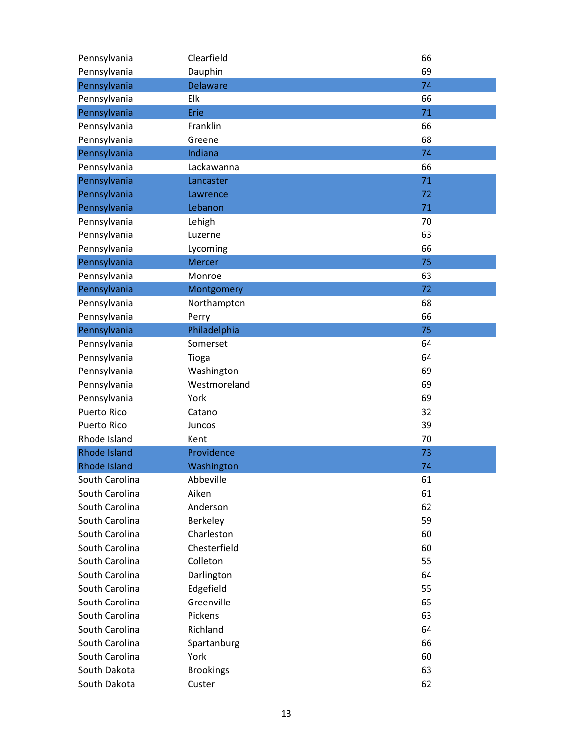| | | |
|---|---|---|
| Pennsylvania | Clearfield | 66 |
| Pennsylvania | Dauphin | 69 |
| Pennsylvania | Delaware | 74 |
| Pennsylvania | Elk | 66 |
| Pennsylvania | Erie | 71 |
| Pennsylvania | Franklin | 66 |
| Pennsylvania | Greene | 68 |
| Pennsylvania | Indiana | 74 |
| Pennsylvania | Lackawanna | 66 |
| Pennsylvania | Lancaster | 71 |
| Pennsylvania | Lawrence | 72 |
| Pennsylvania | Lebanon | 71 |
| Pennsylvania | Lehigh | 70 |
| Pennsylvania | Luzerne | 63 |
| Pennsylvania | Lycoming | 66 |
| Pennsylvania | Mercer | 75 |
| Pennsylvania | Monroe | 63 |
| Pennsylvania | Montgomery | 72 |
| Pennsylvania | Northampton | 68 |
| Pennsylvania | Perry | 66 |
| Pennsylvania | Philadelphia | 75 |
| Pennsylvania | Somerset | 64 |
| Pennsylvania | Tioga | 64 |
| Pennsylvania | Washington | 69 |
| Pennsylvania | Westmoreland | 69 |
| Pennsylvania | York | 69 |
| Puerto Rico | Catano | 32 |
| Puerto Rico | Juncos | 39 |
| Rhode Island | Kent | 70 |
| Rhode Island | Providence | 73 |
| Rhode Island | Washington | 74 |
| South Carolina | Abbeville | 61 |
| South Carolina | Aiken | 61 |
| South Carolina | Anderson | 62 |
| South Carolina | Berkeley | 59 |
| South Carolina | Charleston | 60 |
| South Carolina | Chesterfield | 60 |
| South Carolina | Colleton | 55 |
| South Carolina | Darlington | 64 |
| South Carolina | Edgefield | 55 |
| South Carolina | Greenville | 65 |
| South Carolina | Pickens | 63 |
| South Carolina | Richland | 64 |
| South Carolina | Spartanburg | 66 |
| South Carolina | York | 60 |
| South Dakota | Brookings | 63 |
| South Dakota | Custer | 62 |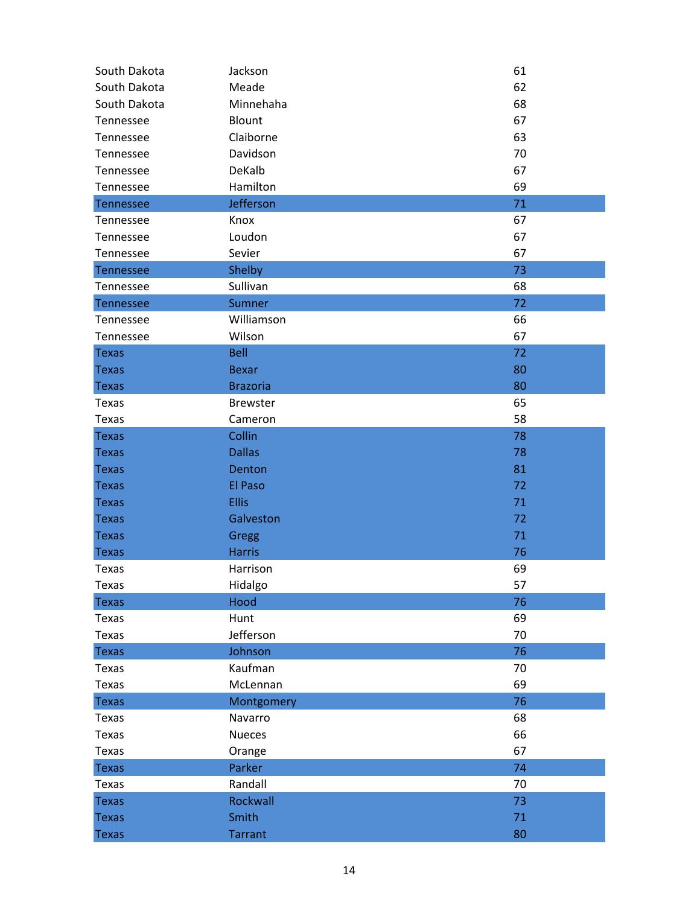| | | |
|---|---|---|
| South Dakota | Jackson | 61 |
| South Dakota | Meade | 62 |
| South Dakota | Minnehaha | 68 |
| Tennessee | Blount | 67 |
| Tennessee | Claiborne | 63 |
| Tennessee | Davidson | 70 |
| Tennessee | DeKalb | 67 |
| Tennessee | Hamilton | 69 |
| Tennessee | Jefferson | 71 |
| Tennessee | Knox | 67 |
| Tennessee | Loudon | 67 |
| Tennessee | Sevier | 67 |
| Tennessee | Shelby | 73 |
| Tennessee | Sullivan | 68 |
| Tennessee | Sumner | 72 |
| Tennessee | Williamson | 66 |
| Tennessee | Wilson | 67 |
| Texas | Bell | 72 |
| Texas | Bexar | 80 |
| Texas | Brazoria | 80 |
| Texas | Brewster | 65 |
| Texas | Cameron | 58 |
| Texas | Collin | 78 |
| Texas | Dallas | 78 |
| Texas | Denton | 81 |
| Texas | El Paso | 72 |
| Texas | Ellis | 71 |
| Texas | Galveston | 72 |
| Texas | Gregg | 71 |
| Texas | Harris | 76 |
| Texas | Harrison | 69 |
| Texas | Hidalgo | 57 |
| Texas | Hood | 76 |
| Texas | Hunt | 69 |
| Texas | Jefferson | 70 |
| Texas | Johnson | 76 |
| Texas | Kaufman | 70 |
| Texas | McLennan | 69 |
| Texas | Montgomery | 76 |
| Texas | Navarro | 68 |
| Texas | Nueces | 66 |
| Texas | Orange | 67 |
| Texas | Parker | 74 |
| Texas | Randall | 70 |
| Texas | Rockwall | 73 |
| Texas | Smith | 71 |
| Texas | Tarrant | 80 |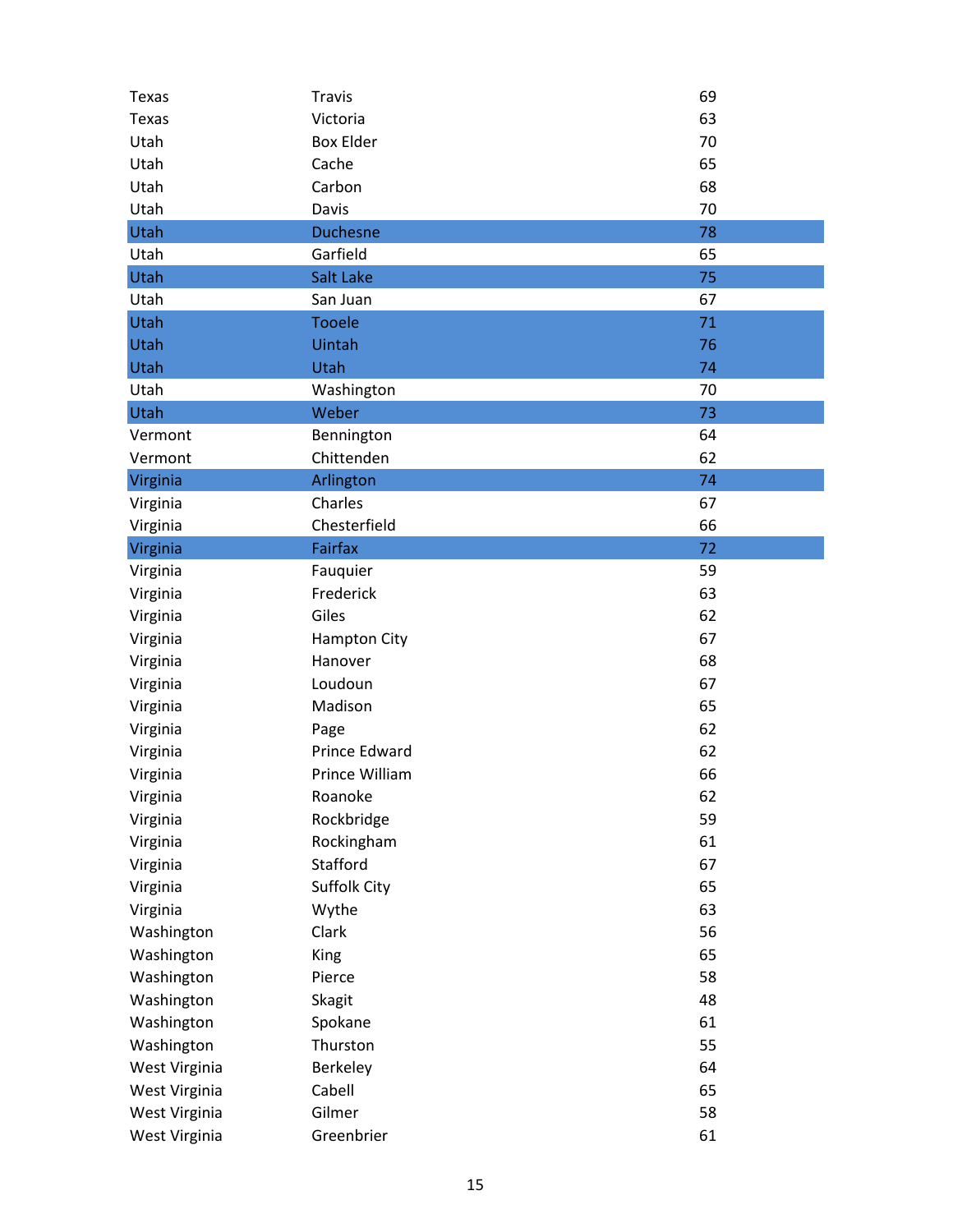| | | |
|---|---|---|
| Texas | Travis | 69 |
| Texas | Victoria | 63 |
| Utah | Box Elder | 70 |
| Utah | Cache | 65 |
| Utah | Carbon | 68 |
| Utah | Davis | 70 |
| Utah | Duchesne | 78 |
| Utah | Garfield | 65 |
| Utah | Salt Lake | 75 |
| Utah | San Juan | 67 |
| Utah | Tooele | 71 |
| Utah | Uintah | 76 |
| Utah | Utah | 74 |
| Utah | Washington | 70 |
| Utah | Weber | 73 |
| Vermont | Bennington | 64 |
| Vermont | Chittenden | 62 |
| Virginia | Arlington | 74 |
| Virginia | Charles | 67 |
| Virginia | Chesterfield | 66 |
| Virginia | Fairfax | 72 |
| Virginia | Fauquier | 59 |
| Virginia | Frederick | 63 |
| Virginia | Giles | 62 |
| Virginia | Hampton City | 67 |
| Virginia | Hanover | 68 |
| Virginia | Loudoun | 67 |
| Virginia | Madison | 65 |
| Virginia | Page | 62 |
| Virginia | Prince Edward | 62 |
| Virginia | Prince William | 66 |
| Virginia | Roanoke | 62 |
| Virginia | Rockbridge | 59 |
| Virginia | Rockingham | 61 |
| Virginia | Stafford | 67 |
| Virginia | Suffolk City | 65 |
| Virginia | Wythe | 63 |
| Washington | Clark | 56 |
| Washington | King | 65 |
| Washington | Pierce | 58 |
| Washington | Skagit | 48 |
| Washington | Spokane | 61 |
| Washington | Thurston | 55 |
| West Virginia | Berkeley | 64 |
| West Virginia | Cabell | 65 |
| West Virginia | Gilmer | 58 |
| West Virginia | Greenbrier | 61 |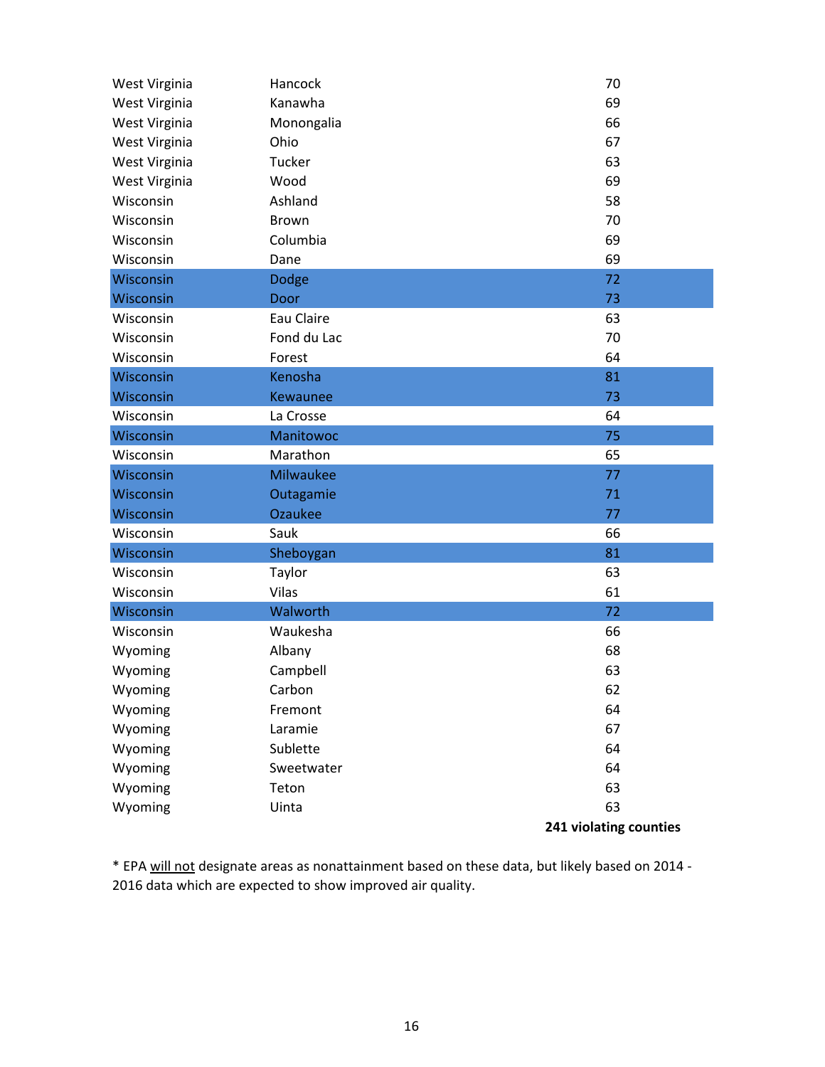| | | |
|---|---|---|
| West Virginia | Hancock | 70 |
| West Virginia | Kanawha | 69 |
| West Virginia | Monongalia | 66 |
| West Virginia | Ohio | 67 |
| West Virginia | Tucker | 63 |
| West Virginia | Wood | 69 |
| Wisconsin | Ashland | 58 |
| Wisconsin | Brown | 70 |
| Wisconsin | Columbia | 69 |
| Wisconsin | Dane | 69 |
| Wisconsin | Dodge | 72 |
| Wisconsin | Door | 73 |
| Wisconsin | Eau Claire | 63 |
| Wisconsin | Fond du Lac | 70 |
| Wisconsin | Forest | 64 |
| Wisconsin | Kenosha | 81 |
| Wisconsin | Kewaunee | 73 |
| Wisconsin | La Crosse | 64 |
| Wisconsin | Manitowoc | 75 |
| Wisconsin | Marathon | 65 |
| Wisconsin | Milwaukee | 77 |
| Wisconsin | Outagamie | 71 |
| Wisconsin | Ozaukee | 77 |
| Wisconsin | Sauk | 66 |
| Wisconsin | Sheboygan | 81 |
| Wisconsin | Taylor | 63 |
| Wisconsin | Vilas | 61 |
| Wisconsin | Walworth | 72 |
| Wisconsin | Waukesha | 66 |
| Wyoming | Albany | 68 |
| Wyoming | Campbell | 63 |
| Wyoming | Carbon | 62 |
| Wyoming | Fremont | 64 |
| Wyoming | Laramie | 67 |
| Wyoming | Sublette | 64 |
| Wyoming | Sweetwater | 64 |
| Wyoming | Teton | 63 |
| Wyoming | Uinta | 63 |
| | | **241 violating counties** |

* EPA will not designate areas as nonattainment based on these data, but likely based on 2014 - 2016 data which are expected to show improved air quality.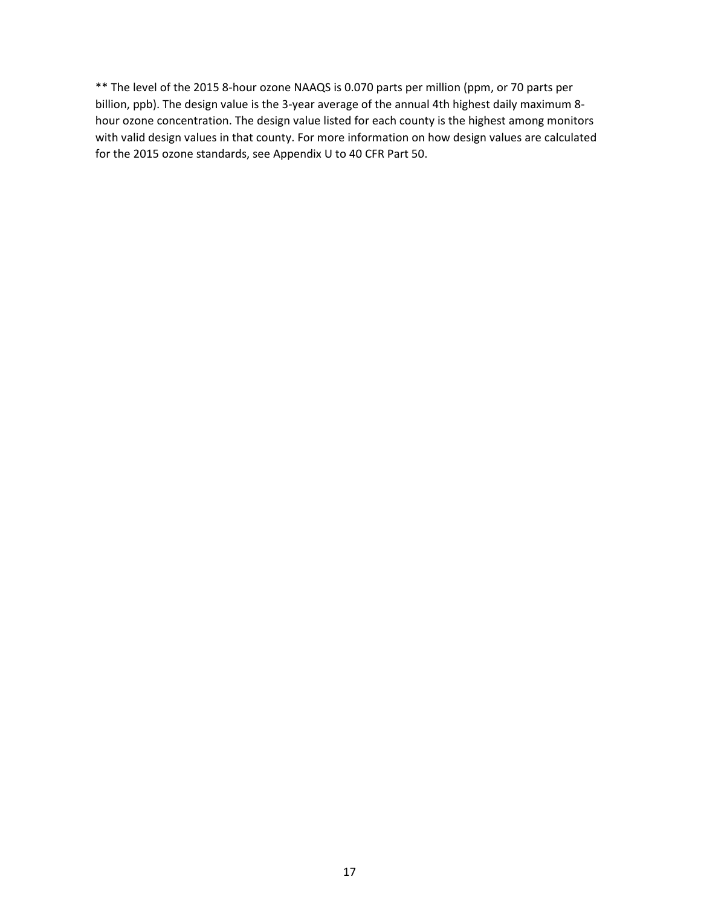** The level of the 2015 8-hour ozone NAAQS is 0.070 parts per million (ppm, or 70 parts per billion, ppb). The design value is the 3-year average of the annual 4th highest daily maximum 8-hour ozone concentration. The design value listed for each county is the highest among monitors with valid design values in that county. For more information on how design values are calculated for the 2015 ozone standards, see Appendix U to 40 CFR Part 50.